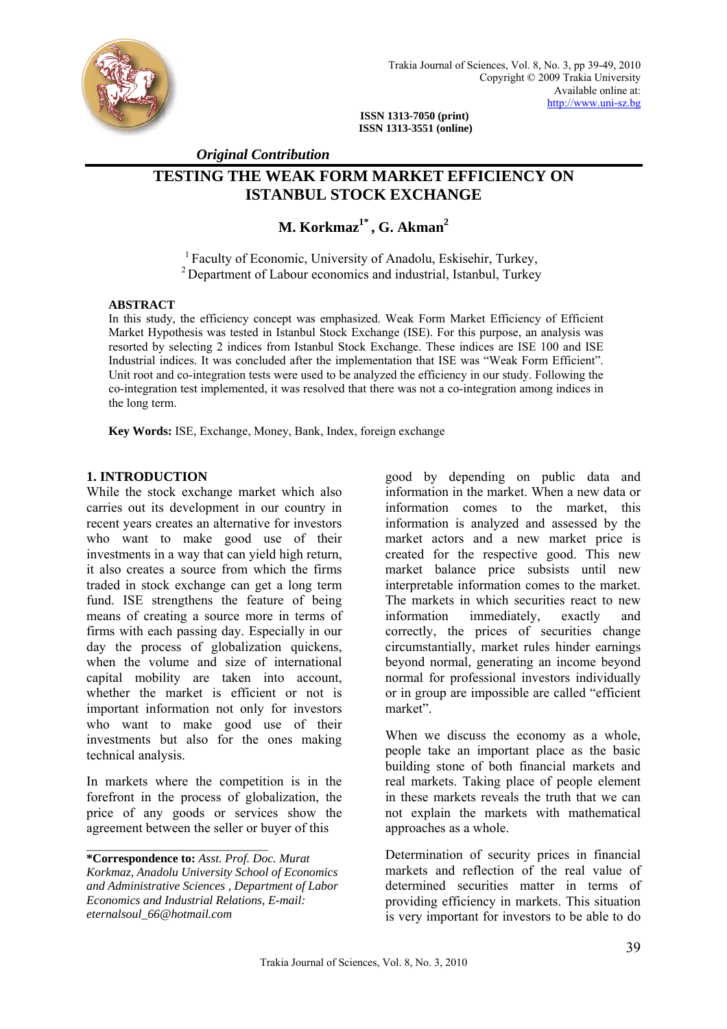ISSN 1313-7050 (print)
ISSN 1313-3551 (online)

*Original Contribution*

# TESTING THE WEAK FORM MARKET EFFICIENCY ON ISTANBUL STOCK EXCHANGE

**M. Korkmaz[1*], G. Akman[2]**

[1] Faculty of Economic, University of Anadolu, Eskisehir, Turkey,
[2] Department of Labour economics and industrial, Istanbul, Turkey

**ABSTRACT**

In this study, the efficiency concept was emphasized. Weak Form Market Efficiency of Efficient Market Hypothesis was tested in Istanbul Stock Exchange (ISE). For this purpose, an analysis was resorted by selecting 2 indices from Istanbul Stock Exchange. These indices are ISE 100 and ISE Industrial indices. It was concluded after the implementation that ISE was "Weak Form Efficient". Unit root and co-integration tests were used to be analyzed the efficiency in our study. Following the co-integration test implemented, it was resolved that there was not a co-integration among indices in the long term.

**Key Words:** ISE, Exchange, Money, Bank, Index, foreign exchange

## 1. INTRODUCTION

While the stock exchange market which also carries out its development in our country in recent years creates an alternative for investors who want to make good use of their investments in a way that can yield high return, it also creates a source from which the firms traded in stock exchange can get a long term fund. ISE strengthens the feature of being means of creating a source more in terms of firms with each passing day. Especially in our day the process of globalization quickens, when the volume and size of international capital mobility are taken into account, whether the market is efficient or not is important information not only for investors who want to make good use of their investments but also for the ones making technical analysis.

In markets where the competition is in the forefront in the process of globalization, the price of any goods or services show the agreement between the seller or buyer of this good by depending on public data and information in the market. When a new data or information comes to the market, this information is analyzed and assessed by the market actors and a new market price is created for the respective good. This new market balance price subsists until new interpretable information comes to the market. The markets in which securities react to new information immediately, exactly and correctly, the prices of securities change circumstantially, market rules hinder earnings beyond normal, generating an income beyond normal for professional investors individually or in group are impossible are called "efficient market".

When we discuss the economy as a whole, people take an important place as the basic building stone of both financial markets and real markets. Taking place of people element in these markets reveals the truth that we can not explain the markets with mathematical approaches as a whole.

Determination of security prices in financial markets and reflection of the real value of determined securities matter in terms of providing efficiency in markets. This situation is very important for investors to be able to do

---

***Correspondence to:** *Asst. Prof. Doc. Murat Korkmaz, Anadolu University School of Economics and Administrative Sciences , Department of Labor Economics and Industrial Relations, E-mail: eternalsoul_66@hotmail.com*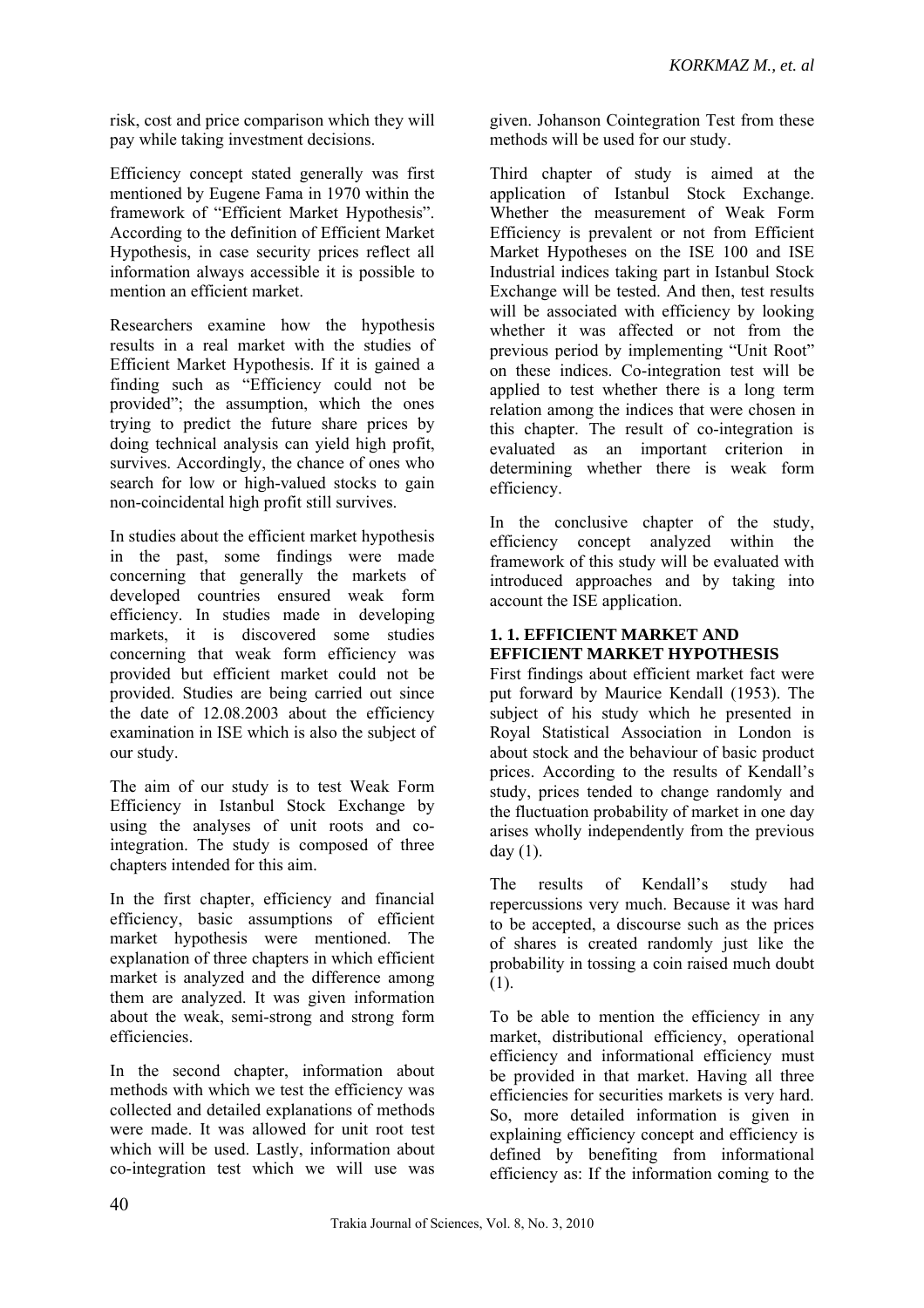risk, cost and price comparison which they will pay while taking investment decisions.

Efficiency concept stated generally was first mentioned by Eugene Fama in 1970 within the framework of "Efficient Market Hypothesis". According to the definition of Efficient Market Hypothesis, in case security prices reflect all information always accessible it is possible to mention an efficient market.

Researchers examine how the hypothesis results in a real market with the studies of Efficient Market Hypothesis. If it is gained a finding such as "Efficiency could not be provided"; the assumption, which the ones trying to predict the future share prices by doing technical analysis can yield high profit, survives. Accordingly, the chance of ones who search for low or high-valued stocks to gain non-coincidental high profit still survives.

In studies about the efficient market hypothesis in the past, some findings were made concerning that generally the markets of developed countries ensured weak form efficiency. In studies made in developing markets, it is discovered some studies concerning that weak form efficiency was provided but efficient market could not be provided. Studies are being carried out since the date of 12.08.2003 about the efficiency examination in ISE which is also the subject of our study.

The aim of our study is to test Weak Form Efficiency in Istanbul Stock Exchange by using the analyses of unit roots and co-integration. The study is composed of three chapters intended for this aim.

In the first chapter, efficiency and financial efficiency, basic assumptions of efficient market hypothesis were mentioned. The explanation of three chapters in which efficient market is analyzed and the difference among them are analyzed. It was given information about the weak, semi-strong and strong form efficiencies.

In the second chapter, information about methods with which we test the efficiency was collected and detailed explanations of methods were made. It was allowed for unit root test which will be used. Lastly, information about co-integration test which we will use was given. Johanson Cointegration Test from these methods will be used for our study.

Third chapter of study is aimed at the application of Istanbul Stock Exchange. Whether the measurement of Weak Form Efficiency is prevalent or not from Efficient Market Hypotheses on the ISE 100 and ISE Industrial indices taking part in Istanbul Stock Exchange will be tested. And then, test results will be associated with efficiency by looking whether it was affected or not from the previous period by implementing "Unit Root" on these indices. Co-integration test will be applied to test whether there is a long term relation among the indices that were chosen in this chapter. The result of co-integration is evaluated as an important criterion in determining whether there is weak form efficiency.

In the conclusive chapter of the study, efficiency concept analyzed within the framework of this study will be evaluated with introduced approaches and by taking into account the ISE application.

## 1. 1. EFFICIENT MARKET AND EFFICIENT MARKET HYPOTHESIS

First findings about efficient market fact were put forward by Maurice Kendall (1953). The subject of his study which he presented in Royal Statistical Association in London is about stock and the behaviour of basic product prices. According to the results of Kendall's study, prices tended to change randomly and the fluctuation probability of market in one day arises wholly independently from the previous day (1).

The results of Kendall's study had repercussions very much. Because it was hard to be accepted, a discourse such as the prices of shares is created randomly just like the probability in tossing a coin raised much doubt (1).

To be able to mention the efficiency in any market, distributional efficiency, operational efficiency and informational efficiency must be provided in that market. Having all three efficiencies for securities markets is very hard. So, more detailed information is given in explaining efficiency concept and efficiency is defined by benefiting from informational efficiency as: If the information coming to the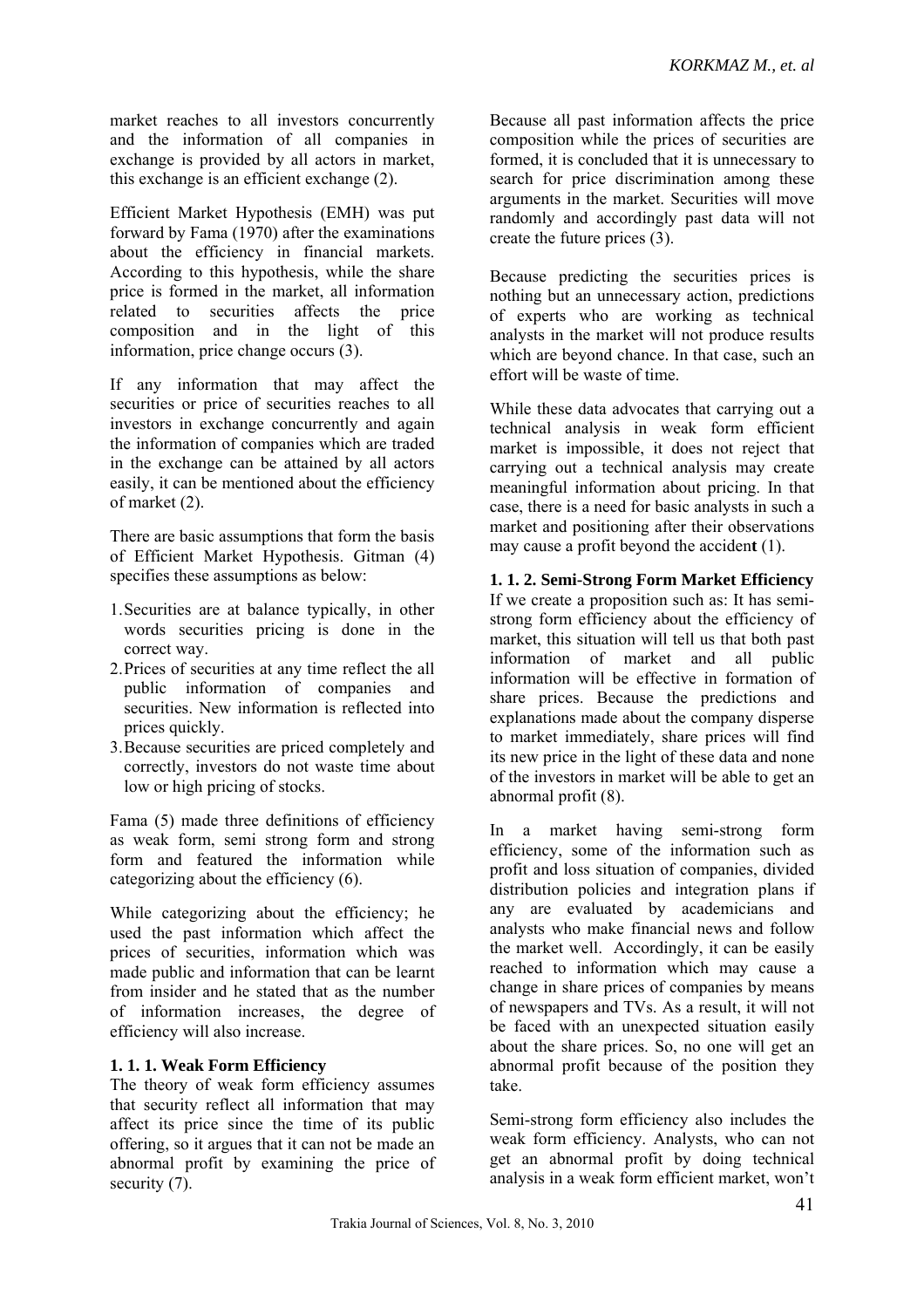market reaches to all investors concurrently and the information of all companies in exchange is provided by all actors in market, this exchange is an efficient exchange (2).

Efficient Market Hypothesis (EMH) was put forward by Fama (1970) after the examinations about the efficiency in financial markets. According to this hypothesis, while the share price is formed in the market, all information related to securities affects the price composition and in the light of this information, price change occurs (3).

If any information that may affect the securities or price of securities reaches to all investors in exchange concurrently and again the information of companies which are traded in the exchange can be attained by all actors easily, it can be mentioned about the efficiency of market (2).

There are basic assumptions that form the basis of Efficient Market Hypothesis. Gitman (4) specifies these assumptions as below:

1. Securities are at balance typically, in other words securities pricing is done in the correct way.
2. Prices of securities at any time reflect the all public information of companies and securities. New information is reflected into prices quickly.
3. Because securities are priced completely and correctly, investors do not waste time about low or high pricing of stocks.

Fama (5) made three definitions of efficiency as weak form, semi strong form and strong form and featured the information while categorizing about the efficiency (6).

While categorizing about the efficiency; he used the past information which affect the prices of securities, information which was made public and information that can be learnt from insider and he stated that as the number of information increases, the degree of efficiency will also increase.

### 1. 1. 1. Weak Form Efficiency

The theory of weak form efficiency assumes that security reflect all information that may affect its price since the time of its public offering, so it argues that it can not be made an abnormal profit by examining the price of security (7).

Because all past information affects the price composition while the prices of securities are formed, it is concluded that it is unnecessary to search for price discrimination among these arguments in the market. Securities will move randomly and accordingly past data will not create the future prices (3).

Because predicting the securities prices is nothing but an unnecessary action, predictions of experts who are working as technical analysts in the market will not produce results which are beyond chance. In that case, such an effort will be waste of time.

While these data advocates that carrying out a technical analysis in weak form efficient market is impossible, it does not reject that carrying out a technical analysis may create meaningful information about pricing. In that case, there is a need for basic analysts in such a market and positioning after their observations may cause a profit beyond the accident (1).

### 1. 1. 2. Semi-Strong Form Market Efficiency

If we create a proposition such as: It has semi-strong form efficiency about the efficiency of market, this situation will tell us that both past information of market and all public information will be effective in formation of share prices. Because the predictions and explanations made about the company disperse to market immediately, share prices will find its new price in the light of these data and none of the investors in market will be able to get an abnormal profit (8).

In a market having semi-strong form efficiency, some of the information such as profit and loss situation of companies, divided distribution policies and integration plans if any are evaluated by academicians and analysts who make financial news and follow the market well. Accordingly, it can be easily reached to information which may cause a change in share prices of companies by means of newspapers and TVs. As a result, it will not be faced with an unexpected situation easily about the share prices. So, no one will get an abnormal profit because of the position they take.

Semi-strong form efficiency also includes the weak form efficiency. Analysts, who can not get an abnormal profit by doing technical analysis in a weak form efficient market, won't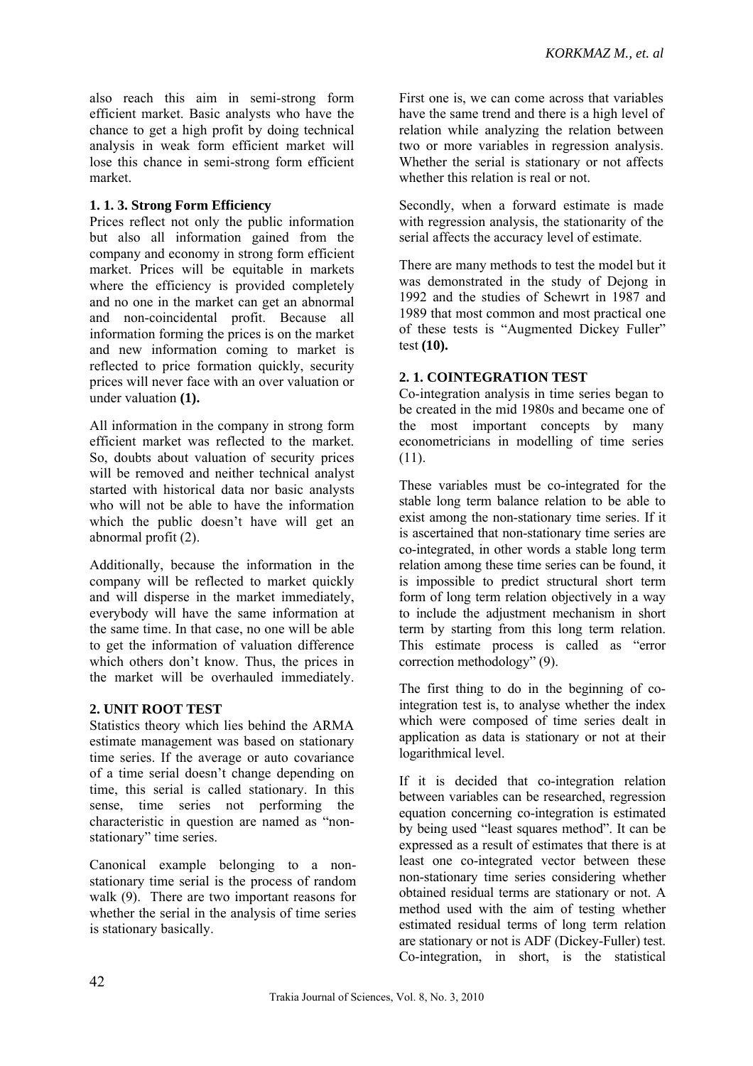also reach this aim in semi-strong form efficient market. Basic analysts who have the chance to get a high profit by doing technical analysis in weak form efficient market will lose this chance in semi-strong form efficient market.

### 1. 1. 3. Strong Form Efficiency

Prices reflect not only the public information but also all information gained from the company and economy in strong form efficient market. Prices will be equitable in markets where the efficiency is provided completely and no one in the market can get an abnormal and non-coincidental profit. Because all information forming the prices is on the market and new information coming to market is reflected to price formation quickly, security prices will never face with an over valuation or under valuation **(1).**

All information in the company in strong form efficient market was reflected to the market. So, doubts about valuation of security prices will be removed and neither technical analyst started with historical data nor basic analysts who will not be able to have the information which the public doesn't have will get an abnormal profit (2).

Additionally, because the information in the company will be reflected to market quickly and will disperse in the market immediately, everybody will have the same information at the same time. In that case, no one will be able to get the information of valuation difference which others don't know. Thus, the prices in the market will be overhauled immediately.

## 2. UNIT ROOT TEST

Statistics theory which lies behind the ARMA estimate management was based on stationary time series. If the average or auto covariance of a time serial doesn't change depending on time, this serial is called stationary. In this sense, time series not performing the characteristic in question are named as "non-stationary" time series.

Canonical example belonging to a non-stationary time serial is the process of random walk (9). There are two important reasons for whether the serial in the analysis of time series is stationary basically.

First one is, we can come across that variables have the same trend and there is a high level of relation while analyzing the relation between two or more variables in regression analysis. Whether the serial is stationary or not affects whether this relation is real or not.

Secondly, when a forward estimate is made with regression analysis, the stationarity of the serial affects the accuracy level of estimate.

There are many methods to test the model but it was demonstrated in the study of Dejong in 1992 and the studies of Schewrt in 1987 and 1989 that most common and most practical one of these tests is "Augmented Dickey Fuller" test **(10).**

## 2. 1. COINTEGRATION TEST

Co-integration analysis in time series began to be created in the mid 1980s and became one of the most important concepts by many econometricians in modelling of time series (11).

These variables must be co-integrated for the stable long term balance relation to be able to exist among the non-stationary time series. If it is ascertained that non-stationary time series are co-integrated, in other words a stable long term relation among these time series can be found, it is impossible to predict structural short term form of long term relation objectively in a way to include the adjustment mechanism in short term by starting from this long term relation. This estimate process is called as "error correction methodology" (9).

The first thing to do in the beginning of co-integration test is, to analyse whether the index which were composed of time series dealt in application as data is stationary or not at their logarithmical level.

If it is decided that co-integration relation between variables can be researched, regression equation concerning co-integration is estimated by being used "least squares method". It can be expressed as a result of estimates that there is at least one co-integrated vector between these non-stationary time series considering whether obtained residual terms are stationary or not. A method used with the aim of testing whether estimated residual terms of long term relation are stationary or not is ADF (Dickey-Fuller) test. Co-integration, in short, is the statistical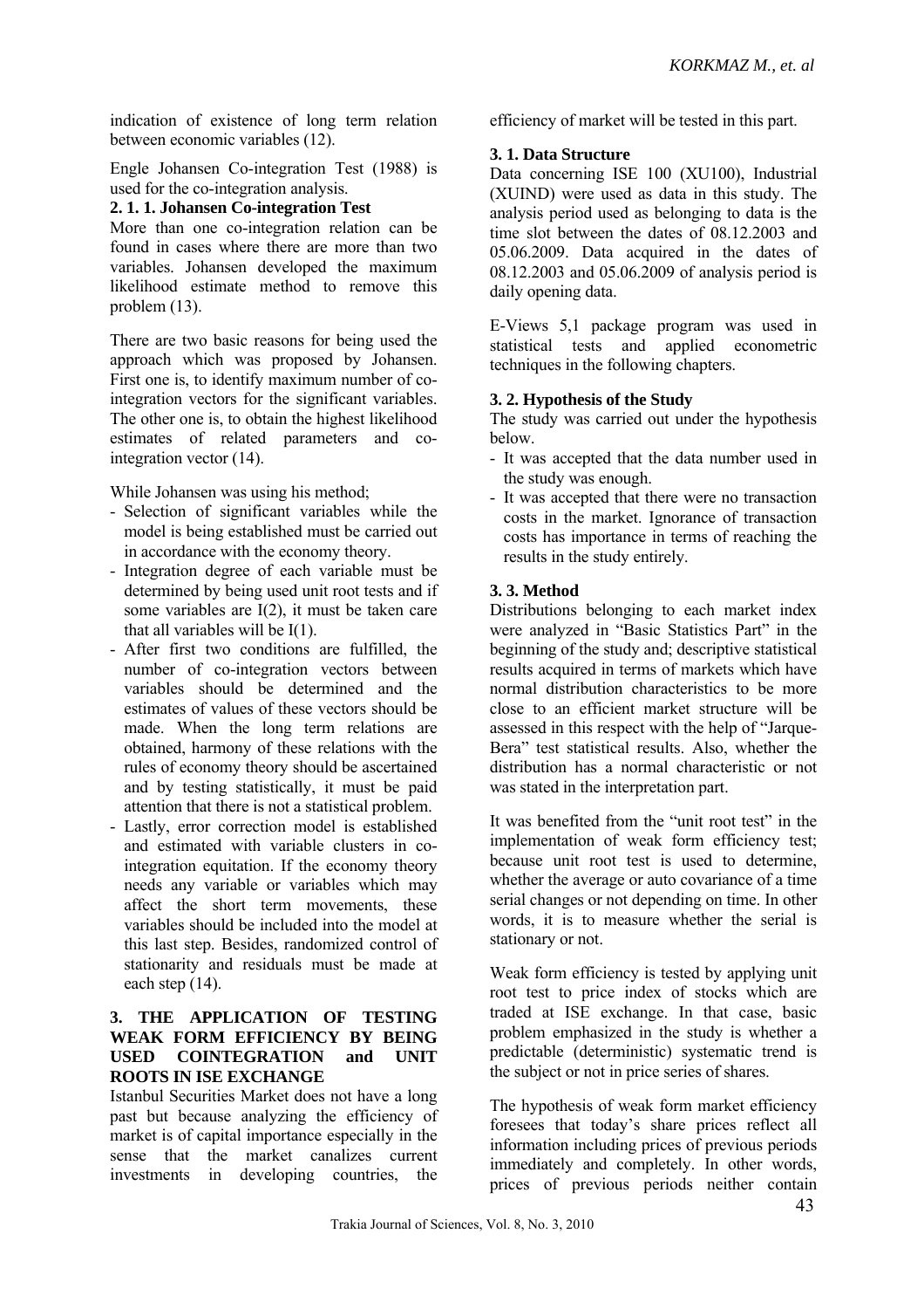indication of existence of long term relation between economic variables (12).

Engle Johansen Co-integration Test (1988) is used for the co-integration analysis.

### 2. 1. 1. Johansen Co-integration Test

More than one co-integration relation can be found in cases where there are more than two variables. Johansen developed the maximum likelihood estimate method to remove this problem (13).

There are two basic reasons for being used the approach which was proposed by Johansen. First one is, to identify maximum number of co-integration vectors for the significant variables. The other one is, to obtain the highest likelihood estimates of related parameters and co-integration vector (14).

While Johansen was using his method;

- Selection of significant variables while the model is being established must be carried out in accordance with the economy theory.
- Integration degree of each variable must be determined by being used unit root tests and if some variables are I(2), it must be taken care that all variables will be I(1).
- After first two conditions are fulfilled, the number of co-integration vectors between variables should be determined and the estimates of values of these vectors should be made. When the long term relations are obtained, harmony of these relations with the rules of economy theory should be ascertained and by testing statistically, it must be paid attention that there is not a statistical problem.
- Lastly, error correction model is established and estimated with variable clusters in co-integration equitation. If the economy theory needs any variable or variables which may affect the short term movements, these variables should be included into the model at this last step. Besides, randomized control of stationarity and residuals must be made at each step (14).

## 3. THE APPLICATION OF TESTING WEAK FORM EFFICIENCY BY BEING USED COINTEGRATION and UNIT ROOTS IN ISE EXCHANGE

Istanbul Securities Market does not have a long past but because analyzing the efficiency of market is of capital importance especially in the sense that the market canalizes current investments in developing countries, the efficiency of market will be tested in this part.

### 3. 1. Data Structure

Data concerning ISE 100 (XU100), Industrial (XUIND) were used as data in this study. The analysis period used as belonging to data is the time slot between the dates of 08.12.2003 and 05.06.2009. Data acquired in the dates of 08.12.2003 and 05.06.2009 of analysis period is daily opening data.

E-Views 5,1 package program was used in statistical tests and applied econometric techniques in the following chapters.

### 3. 2. Hypothesis of the Study

The study was carried out under the hypothesis below.

- It was accepted that the data number used in the study was enough.
- It was accepted that there were no transaction costs in the market. Ignorance of transaction costs has importance in terms of reaching the results in the study entirely.

### 3. 3. Method

Distributions belonging to each market index were analyzed in "Basic Statistics Part" in the beginning of the study and; descriptive statistical results acquired in terms of markets which have normal distribution characteristics to be more close to an efficient market structure will be assessed in this respect with the help of "Jarque-Bera" test statistical results. Also, whether the distribution has a normal characteristic or not was stated in the interpretation part.

It was benefited from the "unit root test" in the implementation of weak form efficiency test; because unit root test is used to determine, whether the average or auto covariance of a time serial changes or not depending on time. In other words, it is to measure whether the serial is stationary or not.

Weak form efficiency is tested by applying unit root test to price index of stocks which are traded at ISE exchange. In that case, basic problem emphasized in the study is whether a predictable (deterministic) systematic trend is the subject or not in price series of shares.

The hypothesis of weak form market efficiency foresees that today's share prices reflect all information including prices of previous periods immediately and completely. In other words, prices of previous periods neither contain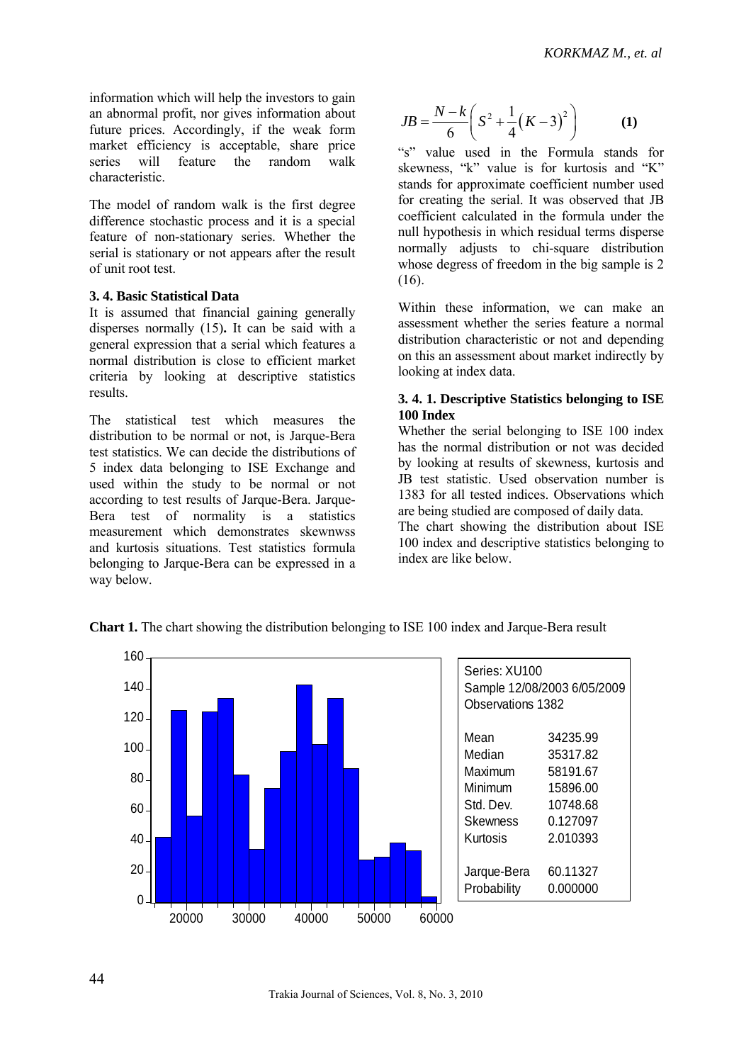information which will help the investors to gain an abnormal profit, nor gives information about future prices. Accordingly, if the weak form market efficiency is acceptable, share price series will feature the random walk characteristic.

The model of random walk is the first degree difference stochastic process and it is a special feature of non-stationary series. Whether the serial is stationary or not appears after the result of unit root test.

### 3. 4. Basic Statistical Data

It is assumed that financial gaining generally disperses normally (15). It can be said with a general expression that a serial which features a normal distribution is close to efficient market criteria by looking at descriptive statistics results.

The statistical test which measures the distribution to be normal or not, is Jarque-Bera test statistics. We can decide the distributions of 5 index data belonging to ISE Exchange and used within the study to be normal or not according to test results of Jarque-Bera. Jarque-Bera test of normality is a statistics measurement which demonstrates skewnwss and kurtosis situations. Test statistics formula belonging to Jarque-Bera can be expressed in a way below.

$$JB = \frac{N-k}{6}\left(S^2 + \frac{1}{4}\left(K-3\right)^2\right) \qquad \textbf{(1)}$$

"s" value used in the Formula stands for skewness, "k" value is for kurtosis and "K" stands for approximate coefficient number used for creating the serial. It was observed that JB coefficient calculated in the formula under the null hypothesis in which residual terms disperse normally adjusts to chi-square distribution whose degress of freedom in the big sample is 2 (16).

Within these information, we can make an assessment whether the series feature a normal distribution characteristic or not and depending on this an assessment about market indirectly by looking at index data.

#### 3. 4. 1. Descriptive Statistics belonging to ISE 100 Index

Whether the serial belonging to ISE 100 index has the normal distribution or not was decided by looking at results of skewness, kurtosis and JB test statistic. Used observation number is 1383 for all tested indices. Observations which are being studied are composed of daily data.

The chart showing the distribution about ISE 100 index and descriptive statistics belonging to index are like below.

**Chart 1.** The chart showing the distribution belonging to ISE 100 index and Jarque-Bera result

Series: XU100
Sample 12/08/2003 6/05/2009
Observations 1382

| | |
|---|---|
| Mean | 34235.99 |
| Median | 35317.82 |
| Maximum | 58191.67 |
| Minimum | 15896.00 |
| Std. Dev. | 10748.68 |
| Skewness | 0.127097 |
| Kurtosis | 2.010393 |
| Jarque-Bera | 60.11327 |
| Probability | 0.000000 |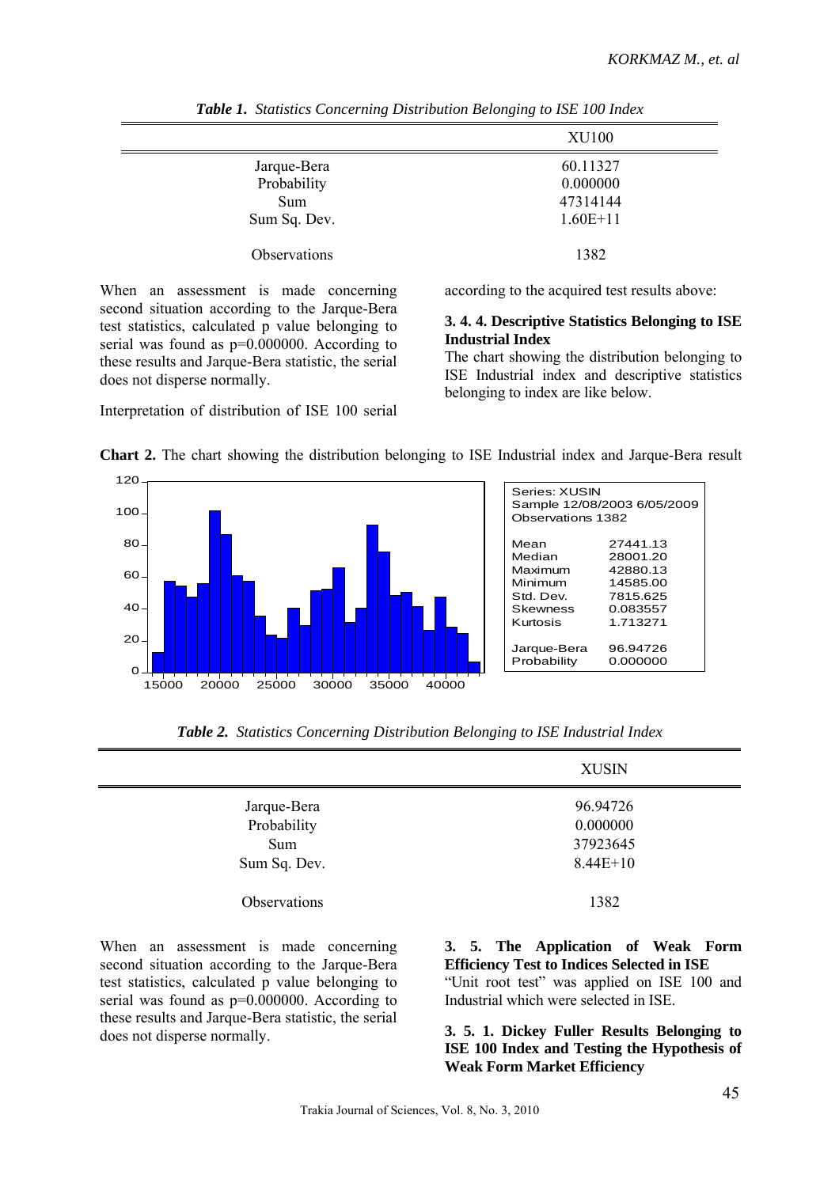*Table 1. Statistics Concerning Distribution Belonging to ISE 100 Index*

| | XU100 |
|---|---|
| Jarque-Bera | 60.11327 |
| Probability | 0.000000 |
| Sum | 47314144 |
| Sum Sq. Dev. | 1.60E+11 |
| Observations | 1382 |

When an assessment is made concerning second situation according to the Jarque-Bera test statistics, calculated p value belonging to serial was found as p=0.000000. According to these results and Jarque-Bera statistic, the serial does not disperse normally.

Interpretation of distribution of ISE 100 serial according to the acquired test results above:

**3. 4. 4. Descriptive Statistics Belonging to ISE Industrial Index**

The chart showing the distribution belonging to ISE Industrial index and descriptive statistics belonging to index are like below.

**Chart 2.** The chart showing the distribution belonging to ISE Industrial index and Jarque-Bera result

| Series: XUSIN | |
|---|---|
| Sample 12/08/2003 6/05/2009 | |
| Observations 1382 | |
| Mean | 27441.13 |
| Median | 28001.20 |
| Maximum | 42880.13 |
| Minimum | 14585.00 |
| Std. Dev. | 7815.625 |
| Skewness | 0.083557 |
| Kurtosis | 1.713271 |
| Jarque-Bera | 96.94726 |
| Probability | 0.000000 |

*Table 2. Statistics Concerning Distribution Belonging to ISE Industrial Index*

| | XUSIN |
|---|---|
| Jarque-Bera | 96.94726 |
| Probability | 0.000000 |
| Sum | 37923645 |
| Sum Sq. Dev. | 8.44E+10 |
| Observations | 1382 |

When an assessment is made concerning second situation according to the Jarque-Bera test statistics, calculated p value belonging to serial was found as p=0.000000. According to these results and Jarque-Bera statistic, the serial does not disperse normally.

**3. 5. The Application of Weak Form Efficiency Test to Indices Selected in ISE**

"Unit root test" was applied on ISE 100 and Industrial which were selected in ISE.

**3. 5. 1. Dickey Fuller Results Belonging to ISE 100 Index and Testing the Hypothesis of Weak Form Market Efficiency**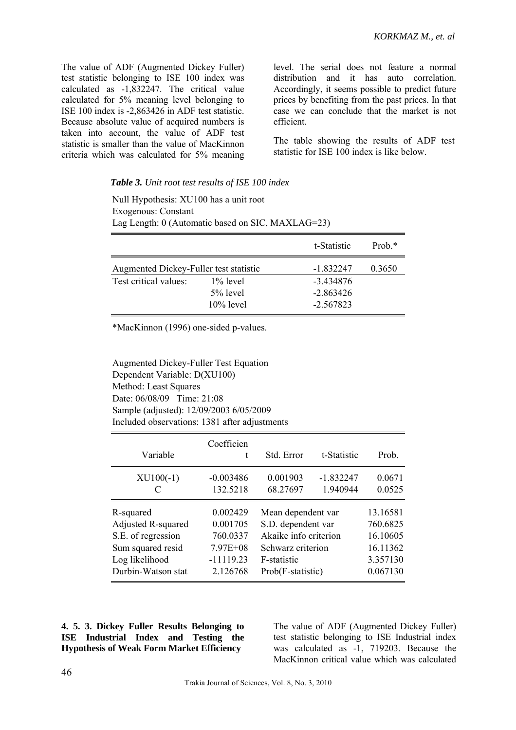The value of ADF (Augmented Dickey Fuller) test statistic belonging to ISE 100 index was calculated as -1,832247. The critical value calculated for 5% meaning level belonging to ISE 100 index is -2,863426 in ADF test statistic. Because absolute value of acquired numbers is taken into account, the value of ADF test statistic is smaller than the value of MacKinnon criteria which was calculated for 5% meaning level. The serial does not feature a normal distribution and it has auto correlation. Accordingly, it seems possible to predict future prices by benefiting from the past prices. In that case we can conclude that the market is not efficient.

The table showing the results of ADF test statistic for ISE 100 index is like below.

***Table 3.*** *Unit root test results of ISE 100 index*

Null Hypothesis: XU100 has a unit root
Exogenous: Constant
Lag Length: 0 (Automatic based on SIC, MAXLAG=23)

| | | t-Statistic | Prob.* |
|---|---|---|---|
| Augmented Dickey-Fuller test statistic | | -1.832247 | 0.3650 |
| Test critical values: | 1% level | -3.434876 | |
| | 5% level | -2.863426 | |
| | 10% level | -2.567823 | |

*MacKinnon (1996) one-sided p-values.

Augmented Dickey-Fuller Test Equation
Dependent Variable: D(XU100)
Method: Least Squares
Date: 06/08/09 Time: 21:08
Sample (adjusted): 12/09/2003 6/05/2009
Included observations: 1381 after adjustments

| Variable | Coefficient | Std. Error | t-Statistic | Prob. |
|---|---|---|---|---|
| XU100(-1) | -0.003486 | 0.001903 | -1.832247 | 0.0671 |
| C | 132.5218 | 68.27697 | 1.940944 | 0.0525 |
| R-squared | 0.002429 | Mean dependent var | | 13.16581 |
| Adjusted R-squared | 0.001705 | S.D. dependent var | | 760.6825 |
| S.E. of regression | 760.0337 | Akaike info criterion | | 16.10605 |
| Sum squared resid | 7.97E+08 | Schwarz criterion | | 16.11362 |
| Log likelihood | -11119.23 | F-statistic | | 3.357130 |
| Durbin-Watson stat | 2.126768 | Prob(F-statistic) | | 0.067130 |

### 4. 5. 3. Dickey Fuller Results Belonging to ISE Industrial Index and Testing the Hypothesis of Weak Form Market Efficiency

The value of ADF (Augmented Dickey Fuller) test statistic belonging to ISE Industrial index was calculated as -1, 719203. Because the MacKinnon critical value which was calculated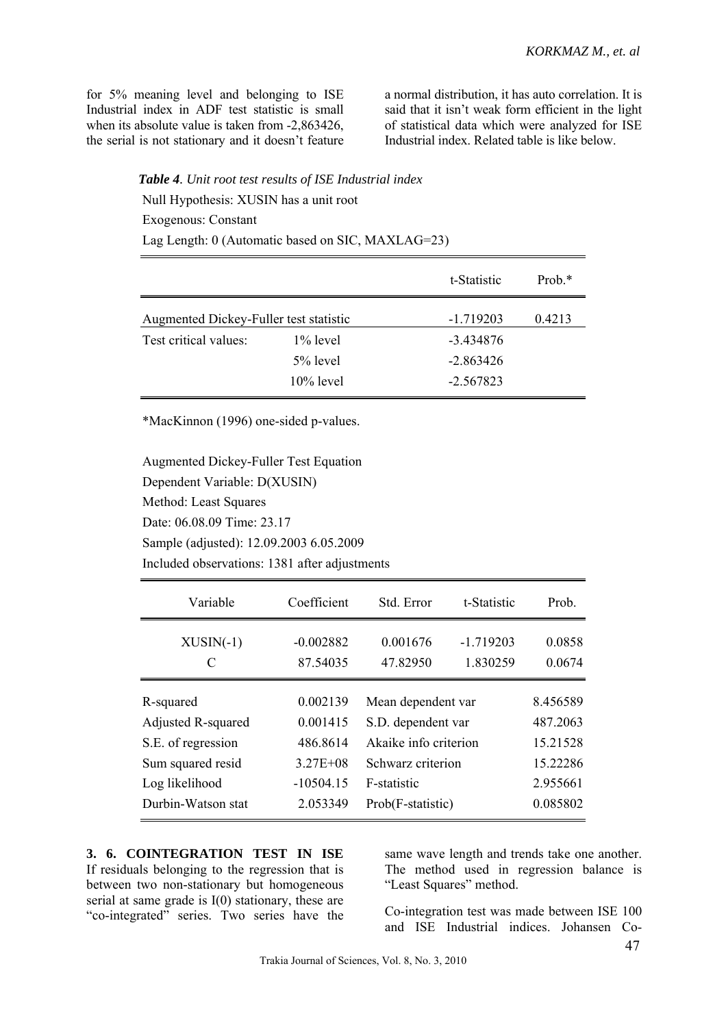for 5% meaning level and belonging to ISE Industrial index in ADF test statistic is small when its absolute value is taken from -2,863426, the serial is not stationary and it doesn't feature a normal distribution, it has auto correlation. It is said that it isn't weak form efficient in the light of statistical data which were analyzed for ISE Industrial index. Related table is like below.

***Table 4**. Unit root test results of ISE Industrial index*

Null Hypothesis: XUSIN has a unit root

Exogenous: Constant

Lag Length: 0 (Automatic based on SIC, MAXLAG=23)

| | | t-Statistic | Prob.* |
|---|---|---|---|
| Augmented Dickey-Fuller test statistic | | -1.719203 | 0.4213 |
| Test critical values: | 1% level | -3.434876 | |
| | 5% level | -2.863426 | |
| | 10% level | -2.567823 | |

*MacKinnon (1996) one-sided p-values.

Augmented Dickey-Fuller Test Equation

Dependent Variable: D(XUSIN)

Method: Least Squares

Date: 06.08.09 Time: 23.17

Sample (adjusted): 12.09.2003 6.05.2009

Included observations: 1381 after adjustments

| Variable | Coefficient | Std. Error | t-Statistic | Prob. |
|---|---|---|---|---|
| XUSIN(-1) | -0.002882 | 0.001676 | -1.719203 | 0.0858 |
| C | 87.54035 | 47.82950 | 1.830259 | 0.0674 |

| | | | |
|---|---|---|---|
| R-squared | 0.002139 | Mean dependent var | 8.456589 |
| Adjusted R-squared | 0.001415 | S.D. dependent var | 487.2063 |
| S.E. of regression | 486.8614 | Akaike info criterion | 15.21528 |
| Sum squared resid | 3.27E+08 | Schwarz criterion | 15.22286 |
| Log likelihood | -10504.15 | F-statistic | 2.955661 |
| Durbin-Watson stat | 2.053349 | Prob(F-statistic) | 0.085802 |

### 3. 6. COINTEGRATION TEST IN ISE

If residuals belonging to the regression that is between two non-stationary but homogeneous serial at same grade is I(0) stationary, these are "co-integrated" series. Two series have the same wave length and trends take one another. The method used in regression balance is "Least Squares" method.

Co-integration test was made between ISE 100 and ISE Industrial indices. Johansen Co-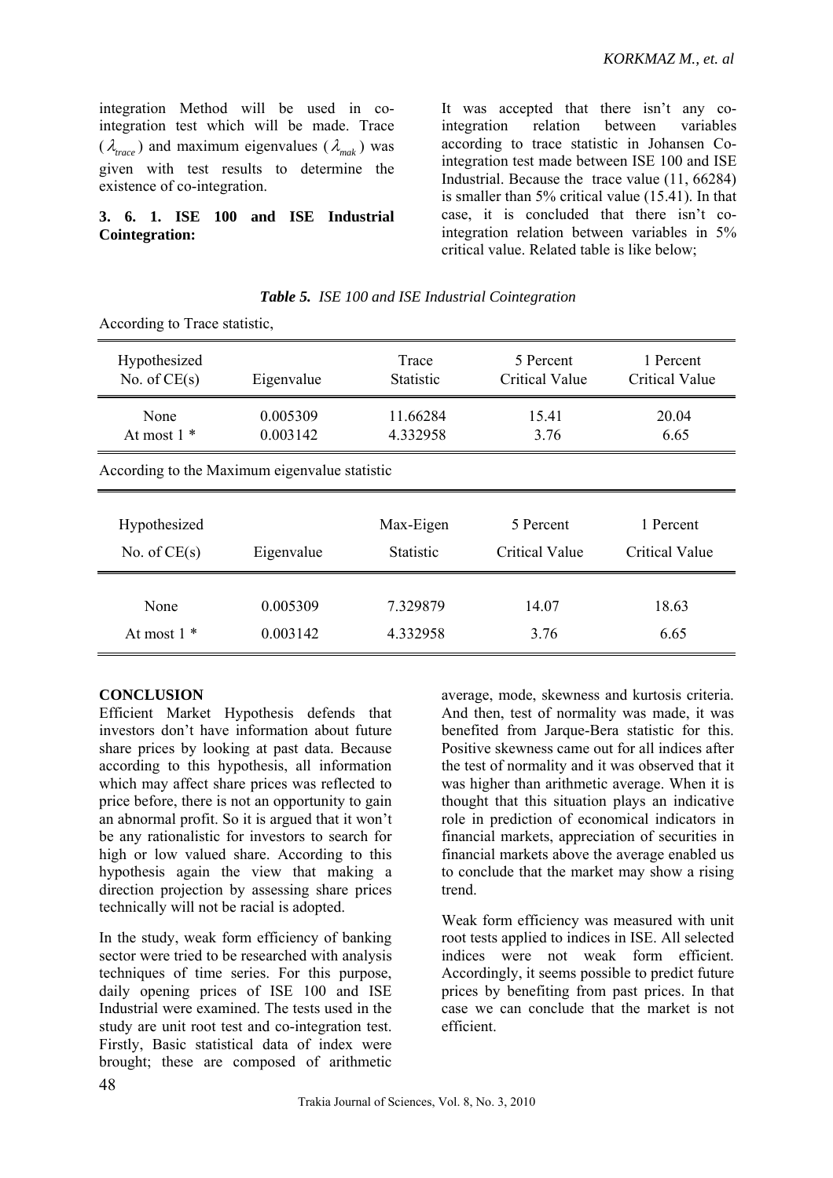integration Method will be used in co-integration test which will be made. Trace ($\lambda_{trace}$) and maximum eigenvalues ($\lambda_{mak}$) was given with test results to determine the existence of co-integration.

### 3. 6. 1. ISE 100 and ISE Industrial Cointegration:

It was accepted that there isn't any co-integration relation between variables according to trace statistic in Johansen Co-integration test made between ISE 100 and ISE Industrial. Because the trace value (11, 66284) is smaller than 5% critical value (15.41). In that case, it is concluded that there isn't co-integration relation between variables in 5% critical value. Related table is like below;

***Table 5.** ISE 100 and ISE Industrial Cointegration*

According to Trace statistic,

| Hypothesized No. of CE(s) | Eigenvalue | Trace Statistic | 5 Percent Critical Value | 1 Percent Critical Value |
|---|---|---|---|---|
| None | 0.005309 | 11.66284 | 15.41 | 20.04 |
| At most 1 * | 0.003142 | 4.332958 | 3.76 | 6.65 |

According to the Maximum eigenvalue statistic

| Hypothesized No. of CE(s) | Eigenvalue | Max-Eigen Statistic | 5 Percent Critical Value | 1 Percent Critical Value |
|---|---|---|---|---|
| None | 0.005309 | 7.329879 | 14.07 | 18.63 |
| At most 1 * | 0.003142 | 4.332958 | 3.76 | 6.65 |

## CONCLUSION

Efficient Market Hypothesis defends that investors don't have information about future share prices by looking at past data. Because according to this hypothesis, all information which may affect share prices was reflected to price before, there is not an opportunity to gain an abnormal profit. So it is argued that it won't be any rationalistic for investors to search for high or low valued share. According to this hypothesis again the view that making a direction projection by assessing share prices technically will not be racial is adopted.

In the study, weak form efficiency of banking sector were tried to be researched with analysis techniques of time series. For this purpose, daily opening prices of ISE 100 and ISE Industrial were examined. The tests used in the study are unit root test and co-integration test. Firstly, Basic statistical data of index were brought; these are composed of arithmetic average, mode, skewness and kurtosis criteria. And then, test of normality was made, it was benefited from Jarque-Bera statistic for this. Positive skewness came out for all indices after the test of normality and it was observed that it was higher than arithmetic average. When it is thought that this situation plays an indicative role in prediction of economical indicators in financial markets, appreciation of securities in financial markets above the average enabled us to conclude that the market may show a rising trend.

Weak form efficiency was measured with unit root tests applied to indices in ISE. All selected indices were not weak form efficient. Accordingly, it seems possible to predict future prices by benefiting from past prices. In that case we can conclude that the market is not efficient.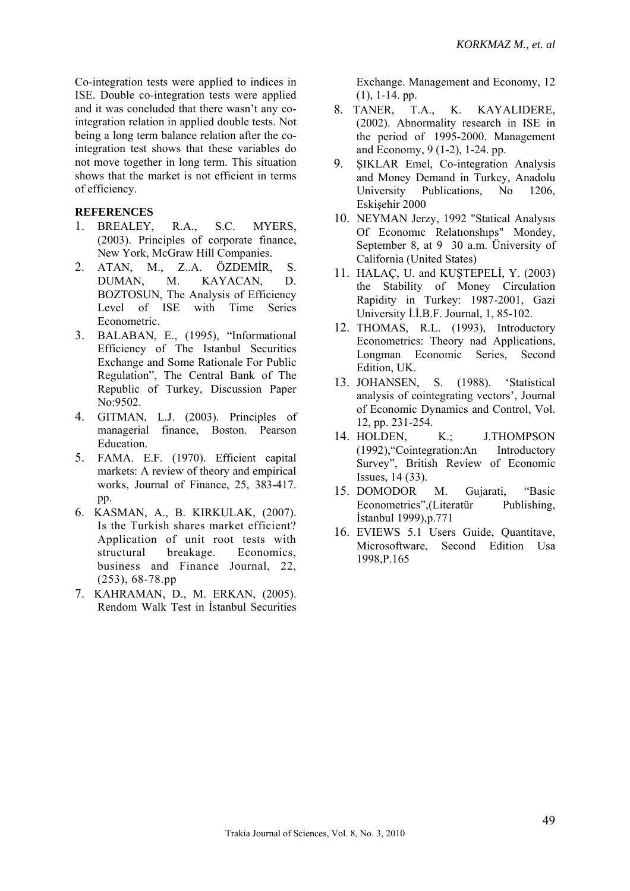Co-integration tests were applied to indices in ISE. Double co-integration tests were applied and it was concluded that there wasn't any co-integration relation in applied double tests. Not being a long term balance relation after the co-integration test shows that these variables do not move together in long term. This situation shows that the market is not efficient in terms of efficiency.

**REFERENCES**

1. BREALEY, R.A., S.C. MYERS, (2003). Principles of corporate finance, New York, McGraw Hill Companies.
2. ATAN, M., Z..A. ÖZDEMİR, S. DUMAN, M. KAYACAN, D. BOZTOSUN, The Analysis of Efficiency Level of ISE with Time Series Econometric.
3. BALABAN, E., (1995), "Informational Efficiency of The Istanbul Securities Exchange and Some Rationale For Public Regulation", The Central Bank of The Republic of Turkey, Discussion Paper No:9502.
4. GITMAN, L.J. (2003). Principles of managerial finance, Boston. Pearson Education.
5. FAMA. E.F. (1970). Efficient capital markets: A review of theory and empirical works, Journal of Finance, 25, 383-417. pp.
6. KASMAN, A., B. KIRKULAK, (2007). Is the Turkish shares market efficient? Application of unit root tests with structural breakage. Economics, business and Finance Journal, 22, (253), 68-78.pp
7. KAHRAMAN, D., M. ERKAN, (2005). Rendom Walk Test in İstanbul Securities Exchange. Management and Economy, 12 (1), 1-14. pp.
8. TANER, T.A., K. KAYALIDERE, (2002). Abnormality research in ISE in the period of 1995-2000. Management and Economy, 9 (1-2), 1-24. pp.
9. ŞIKLAR Emel, Co-integration Analysis and Money Demand in Turkey, Anadolu University Publications, No 1206, Eskişehir 2000
10. NEYMAN Jerzy, 1992 "Statical Analysıs Of Economıc Relatıonshıps" Mondey, September 8, at 9 30 a.m. Üniversity of California (United States)
11. HALAÇ, U. and KUŞTEPELİ, Y. (2003) the Stability of Money Circulation Rapidity in Turkey: 1987-2001, Gazi University İ.İ.B.F. Journal, 1, 85-102.
12. THOMAS, R.L. (1993), Introductory Econometrics: Theory nad Applications, Longman Economic Series, Second Edition, UK.
13. JOHANSEN, S. (1988). 'Statistical analysis of cointegrating vectors', Journal of Economic Dynamics and Control, Vol. 12, pp. 231-254.
14. HOLDEN, K.; J.THOMPSON (1992),"Cointegration:An Introductory Survey", British Review of Economic Issues, 14 (33).
15. DOMODOR M. Gujarati, "Basic Econometrics",(Literatür Publishing, İstanbul 1999),p.771
16. EVIEWS 5.1 Users Guide, Quantitave, Microsoftware, Second Edition Usa 1998,P.165